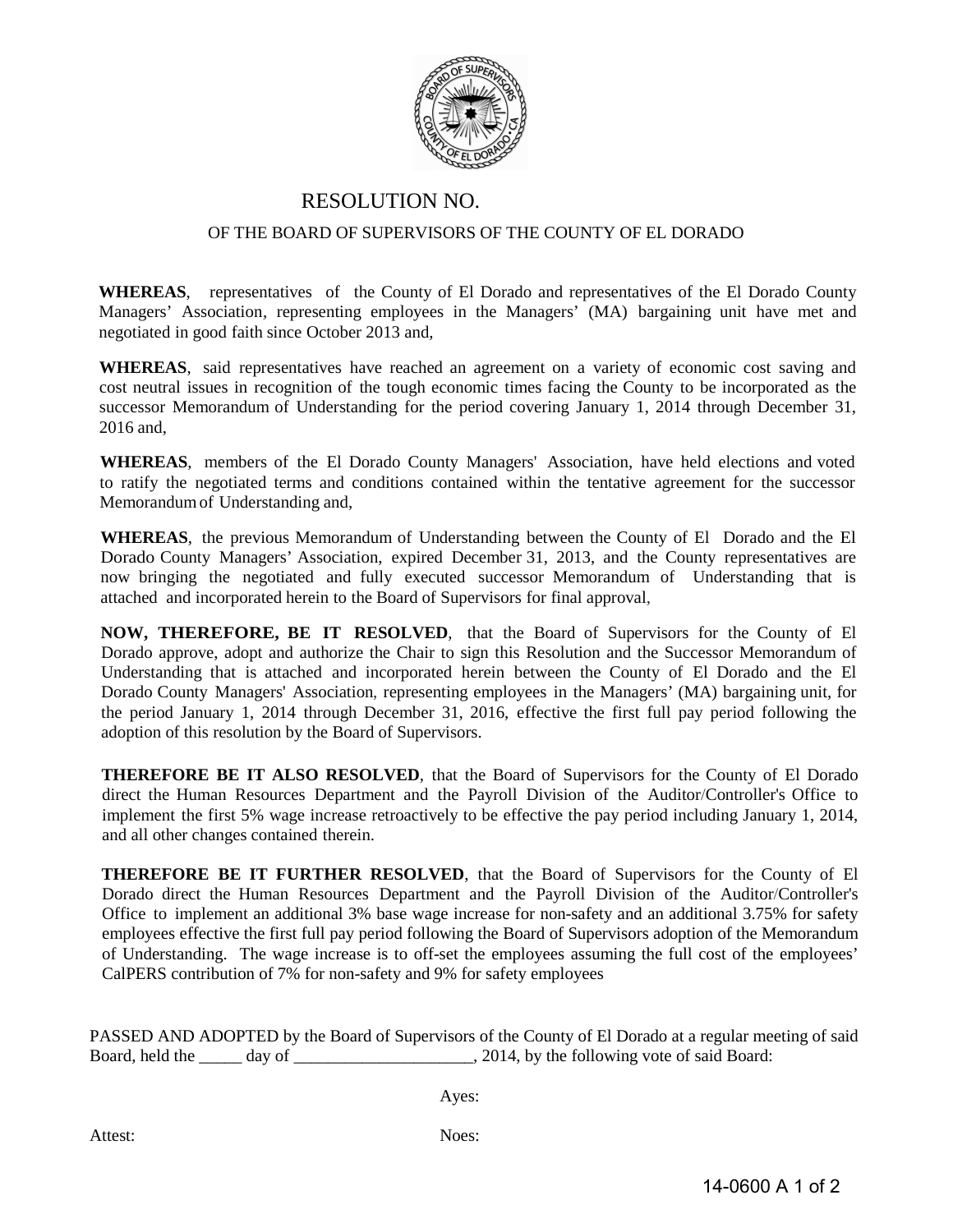# RESOLUTION NO.

## OF THE BOARD OF SUPERVISORS OF THE COUNTY OF EL DORADO

**WHEREAS**, representatives of the County of El Dorado and representatives of the El Dorado County Managers' Association, representing employees in the Managers' (MA) bargaining unit have met and negotiated in good faith since October 2013 and,

**WHEREAS**, said representatives have reached an agreement on a variety of economic cost saving and cost neutral issues in recognition of the tough economic times facing the County to be incorporated as the successor Memorandum of Understanding for the period covering January 1, 2014 through December 31, 2016 and,

**WHEREAS**, members of the El Dorado County Managers' Association, have held elections and voted to ratify the negotiated terms and conditions contained within the tentative agreement for the successor Memorandum of Understanding and,

**WHEREAS**, the previous Memorandum of Understanding between the County of El Dorado and the El Dorado County Managers' Association, expired December 31, 2013, and the County representatives are now bringing the negotiated and fully executed successor Memorandum of Understanding that is attached and incorporated herein to the Board of Supervisors for final approval,

**NOW, THEREFORE, BE IT RESOLVED**, that the Board of Supervisors for the County of El Dorado approve, adopt and authorize the Chair to sign this Resolution and the Successor Memorandum of Understanding that is attached and incorporated herein between the County of El Dorado and the El Dorado County Managers' Association, representing employees in the Managers' (MA) bargaining unit, for the period January 1, 2014 through December 31, 2016, effective the first full pay period following the adoption of this resolution by the Board of Supervisors.

**THEREFORE BE IT ALSO RESOLVED**, that the Board of Supervisors for the County of El Dorado direct the Human Resources Department and the Payroll Division of the Auditor/Controller's Office to implement the first 5% wage increase retroactively to be effective the pay period including January 1, 2014, and all other changes contained therein.

**THEREFORE BE IT FURTHER RESOLVED**, that the Board of Supervisors for the County of El Dorado direct the Human Resources Department and the Payroll Division of the Auditor/Controller's Office to implement an additional 3% base wage increase for non-safety and an additional 3.75% for safety employees effective the first full pay period following the Board of Supervisors adoption of the Memorandum of Understanding. The wage increase is to off-set the employees assuming the full cost of the employees' CalPERS contribution of 7% for non-safety and 9% for safety employees

PASSED AND ADOPTED by the Board of Supervisors of the County of El Dorado at a regular meeting of said Board, held the _____ day of _____________________, 2014, by the following vote of said Board:

Ayes:

Attest: Noes:

14-0600 A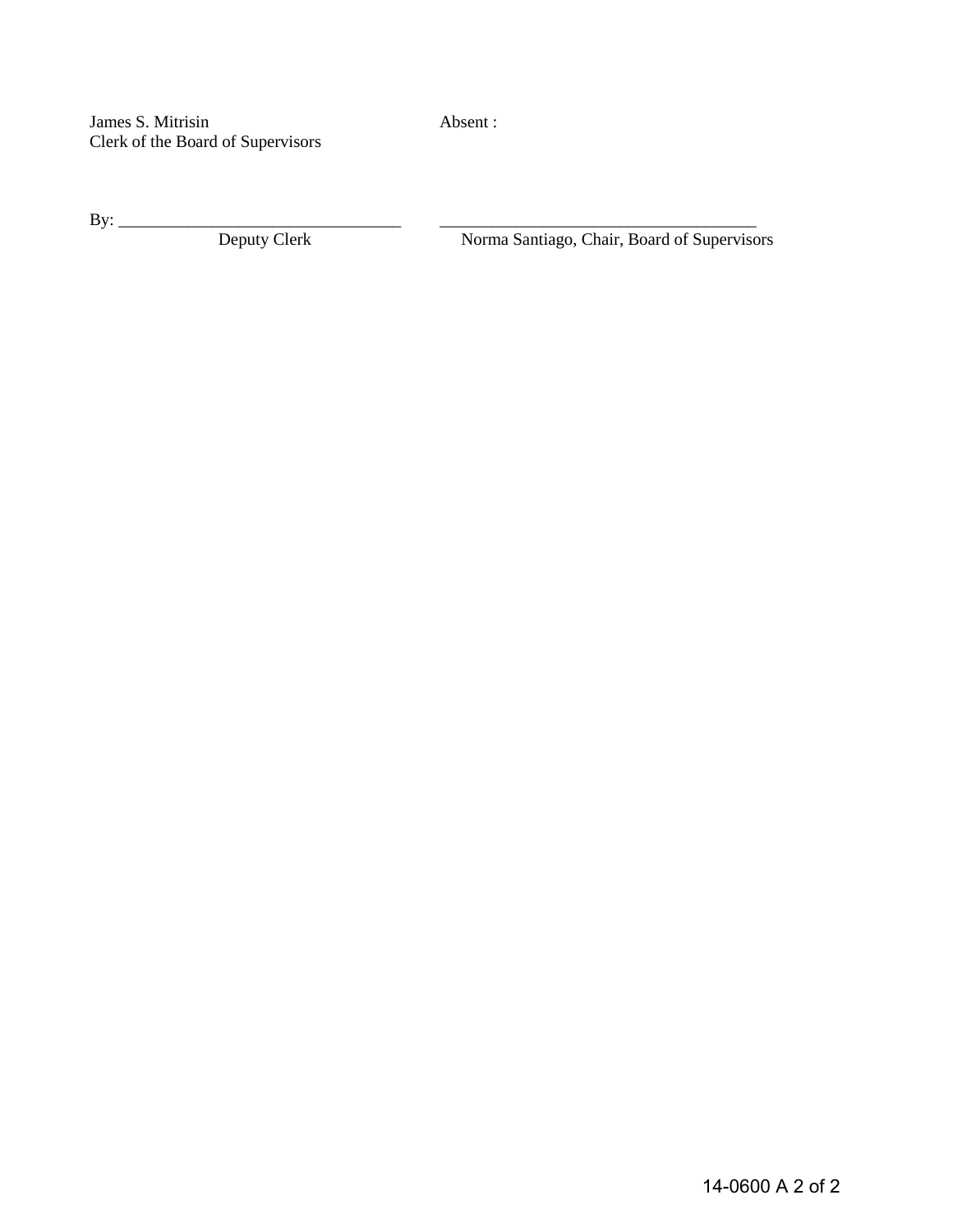James S. Mitrisin
Clerk of the Board of Supervisors

Absent :

By: _________________________________
Deputy Clerk

_____________________________________
Norma Santiago, Chair, Board of Supervisors